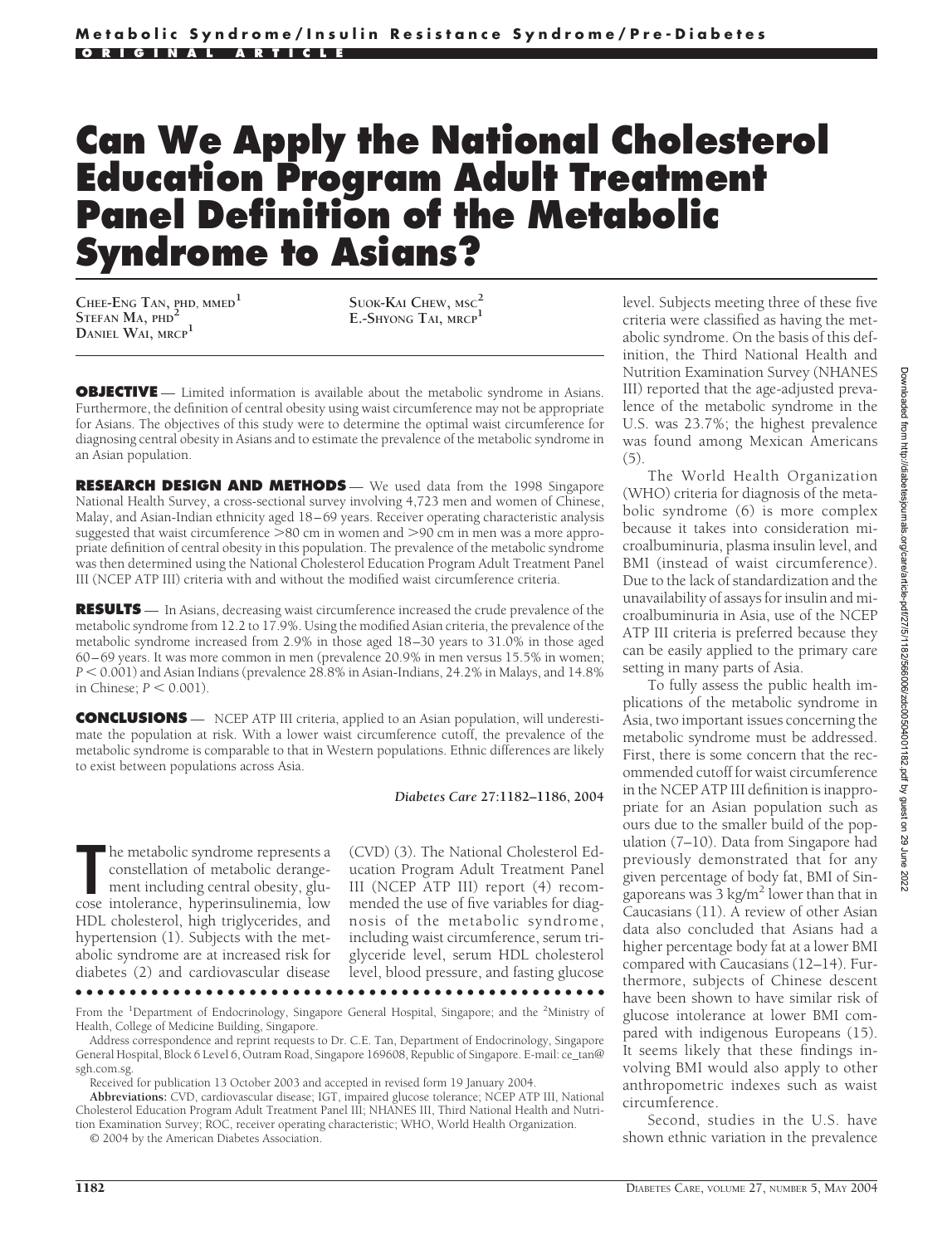# Can We Apply the National Cholesterol Education Program Adult Treatment Panel Definition of the Metabolic Syndrome to Asians?

CHEE-ENG TAN, PHD, MMED[1]
STEFAN MA, PHD[2]
DANIEL WAI, MRCP[1]
SUOK-KAI CHEW, MSC[2]
E.-SHYONG TAI, MRCP[1]

**OBJECTIVE** — Limited information is available about the metabolic syndrome in Asians. Furthermore, the definition of central obesity using waist circumference may not be appropriate for Asians. The objectives of this study were to determine the optimal waist circumference for diagnosing central obesity in Asians and to estimate the prevalence of the metabolic syndrome in an Asian population.

**RESEARCH DESIGN AND METHODS** — We used data from the 1998 Singapore National Health Survey, a cross-sectional survey involving 4,723 men and women of Chinese, Malay, and Asian-Indian ethnicity aged 18–69 years. Receiver operating characteristic analysis suggested that waist circumference >80 cm in women and >90 cm in men was a more appropriate definition of central obesity in this population. The prevalence of the metabolic syndrome was then determined using the National Cholesterol Education Program Adult Treatment Panel III (NCEP ATP III) criteria with and without the modified waist circumference criteria.

**RESULTS** — In Asians, decreasing waist circumference increased the crude prevalence of the metabolic syndrome from 12.2 to 17.9%. Using the modified Asian criteria, the prevalence of the metabolic syndrome increased from 2.9% in those aged 18–30 years to 31.0% in those aged 60–69 years. It was more common in men (prevalence 20.9% in men versus 15.5% in women; $P < 0.001$) and Asian Indians (prevalence 28.8% in Asian-Indians, 24.2% in Malays, and 14.8% in Chinese; $P < 0.001$).

**CONCLUSIONS** — NCEP ATP III criteria, applied to an Asian population, will underestimate the population at risk. With a lower waist circumference cutoff, the prevalence of the metabolic syndrome is comparable to that in Western populations. Ethnic differences are likely to exist between populations across Asia.

*Diabetes Care* **27**:1182–1186, 2004

The metabolic syndrome represents a constellation of metabolic derangement including central obesity, glucose intolerance, hyperinsulinemia, low HDL cholesterol, high triglycerides, and hypertension (1). Subjects with the metabolic syndrome are at increased risk for diabetes (2) and cardiovascular disease (CVD) (3). The National Cholesterol Education Program Adult Treatment Panel III (NCEP ATP III) report (4) recommended the use of five variables for diagnosis of the metabolic syndrome, including waist circumference, serum triglyceride level, serum HDL cholesterol level, blood pressure, and fasting glucose level. Subjects meeting three of these five criteria were classified as having the metabolic syndrome. On the basis of this definition, the Third National Health and Nutrition Examination Survey (NHANES III) reported that the age-adjusted prevalence of the metabolic syndrome in the U.S. was 23.7%; the highest prevalence was found among Mexican Americans (5).

The World Health Organization (WHO) criteria for diagnosis of the metabolic syndrome (6) is more complex because it takes into consideration microalbuminuria, plasma insulin level, and BMI (instead of waist circumference). Due to the lack of standardization and the unavailability of assays for insulin and microalbuminuria in Asia, use of the NCEP ATP III criteria is preferred because they can be easily applied to the primary care setting in many parts of Asia.

To fully assess the public health implications of the metabolic syndrome in Asia, two important issues concerning the metabolic syndrome must be addressed. First, there is some concern that the recommended cutoff for waist circumference in the NCEP ATP III definition is inappropriate for an Asian population such as ours due to the smaller build of the population (7–10). Data from Singapore had previously demonstrated that for any given percentage of body fat, BMI of Singaporeans was 3 $kg/m^2$ lower than that in Caucasians (11). A review of other Asian data also concluded that Asians had a higher percentage body fat at a lower BMI compared with Caucasians (12–14). Furthermore, subjects of Chinese descent have been shown to have similar risk of glucose intolerance at lower BMI compared with indigenous Europeans (15). It seems likely that these findings involving BMI would also apply to other anthropometric indexes such as waist circumference.

Second, studies in the U.S. have shown ethnic variation in the prevalence

From the [1]Department of Endocrinology, Singapore General Hospital, Singapore; and the [2]Ministry of Health, College of Medicine Building, Singapore.

Address correspondence and reprint requests to Dr. C.E. Tan, Department of Endocrinology, Singapore General Hospital, Block 6 Level 6, Outram Road, Singapore 169608, Republic of Singapore. E-mail: ce_tan@sgh.com.sg.

Received for publication 13 October 2003 and accepted in revised form 19 January 2004.

**Abbreviations:** CVD, cardiovascular disease; IGT, impaired glucose tolerance; NCEP ATP III, National Cholesterol Education Program Adult Treatment Panel III; NHANES III, Third National Health and Nutrition Examination Survey; ROC, receiver operating characteristic; WHO, World Health Organization.

© 2004 by the American Diabetes Association.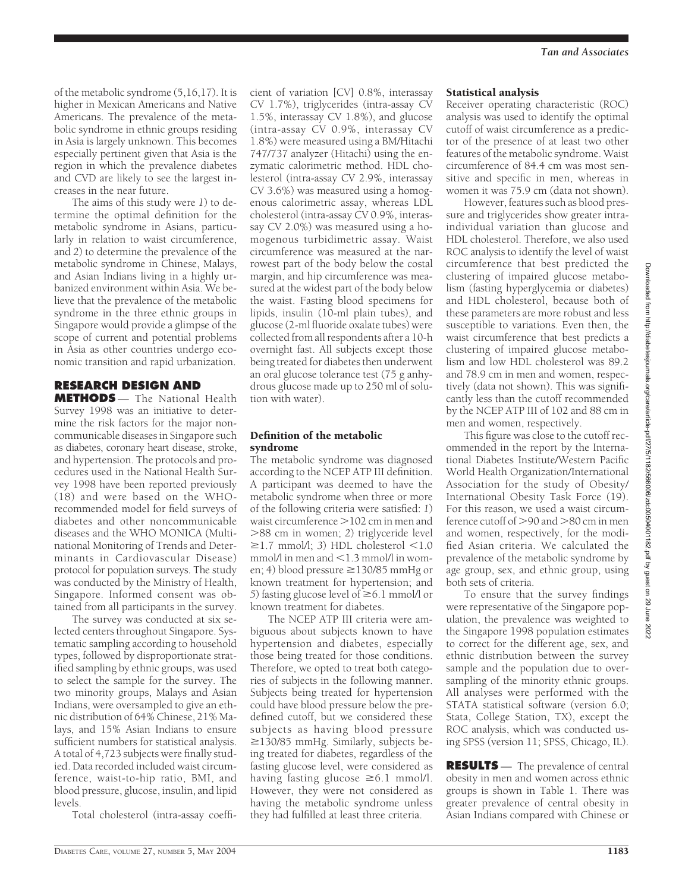of the metabolic syndrome (5,16,17). It is higher in Mexican Americans and Native Americans. The prevalence of the metabolic syndrome in ethnic groups residing in Asia is largely unknown. This becomes especially pertinent given that Asia is the region in which the prevalence diabetes and CVD are likely to see the largest increases in the near future.

The aims of this study were *1*) to determine the optimal definition for the metabolic syndrome in Asians, particularly in relation to waist circumference, and *2*) to determine the prevalence of the metabolic syndrome in Chinese, Malays, and Asian Indians living in a highly urbanized environment within Asia. We believe that the prevalence of the metabolic syndrome in the three ethnic groups in Singapore would provide a glimpse of the scope of current and potential problems in Asia as other countries undergo economic transition and rapid urbanization.

## RESEARCH DESIGN AND METHODS

The National Health Survey 1998 was an initiative to determine the risk factors for the major noncommunicable diseases in Singapore such as diabetes, coronary heart disease, stroke, and hypertension. The protocols and procedures used in the National Health Survey 1998 have been reported previously (18) and were based on the WHO-recommended model for field surveys of diabetes and other noncommunicable diseases and the WHO MONICA (Multinational Monitoring of Trends and Determinants in Cardiovascular Disease) protocol for population surveys. The study was conducted by the Ministry of Health, Singapore. Informed consent was obtained from all participants in the survey.

The survey was conducted at six selected centers throughout Singapore. Systematic sampling according to household types, followed by disproportionate stratified sampling by ethnic groups, was used to select the sample for the survey. The two minority groups, Malays and Asian Indians, were oversampled to give an ethnic distribution of 64% Chinese, 21% Malays, and 15% Asian Indians to ensure sufficient numbers for statistical analysis. A total of 4,723 subjects were finally studied. Data recorded included waist circumference, waist-to-hip ratio, BMI, and blood pressure, glucose, insulin, and lipid levels.

Total cholesterol (intra-assay coefficient of variation [CV] 0.8%, interassay CV 1.7%), triglycerides (intra-assay CV 1.5%, interassay CV 1.8%), and glucose (intra-assay CV 0.9%, interassay CV 1.8%) were measured using a BM/Hitachi 747/737 analyzer (Hitachi) using the enzymatic calorimetric method. HDL cholesterol (intra-assay CV 2.9%, interassay CV 3.6%) was measured using a homogenous calorimetric assay, whereas LDL cholesterol (intra-assay CV 0.9%, interassay CV 2.0%) was measured using a homogenous turbidimetric assay. Waist circumference was measured at the narrowest part of the body below the costal margin, and hip circumference was measured at the widest part of the body below the waist. Fasting blood specimens for lipids, insulin (10-ml plain tubes), and glucose (2-ml fluoride oxalate tubes) were collected from all respondents after a 10-h overnight fast. All subjects except those being treated for diabetes then underwent an oral glucose tolerance test (75 g anhydrous glucose made up to 250 ml of solution with water).

### Definition of the metabolic syndrome

The metabolic syndrome was diagnosed according to the NCEP ATP III definition. A participant was deemed to have the metabolic syndrome when three or more of the following criteria were satisfied: *1*) waist circumference >102 cm in men and >88 cm in women; *2*) triglyceride level ≥1.7 mmol/l; *3*) HDL cholesterol <1.0 mmol/l in men and <1.3 mmol/l in women; *4*) blood pressure ≥130/85 mmHg or known treatment for hypertension; and *5*) fasting glucose level of ≥6.1 mmol/l or known treatment for diabetes.

The NCEP ATP III criteria were ambiguous about subjects known to have hypertension and diabetes, especially those being treated for those conditions. Therefore, we opted to treat both categories of subjects in the following manner. Subjects being treated for hypertension could have blood pressure below the predefined cutoff, but we considered these subjects as having blood pressure ≥130/85 mmHg. Similarly, subjects being treated for diabetes, regardless of the fasting glucose level, were considered as having fasting glucose ≥6.1 mmol/l. However, they were not considered as having the metabolic syndrome unless they had fulfilled at least three criteria.

### Statistical analysis

Receiver operating characteristic (ROC) analysis was used to identify the optimal cutoff of waist circumference as a predictor of the presence of at least two other features of the metabolic syndrome. Waist circumference of 84.4 cm was most sensitive and specific in men, whereas in women it was 75.9 cm (data not shown).

However, features such as blood pressure and triglycerides show greater intraindividual variation than glucose and HDL cholesterol. Therefore, we also used ROC analysis to identify the level of waist circumference that best predicted the clustering of impaired glucose metabolism (fasting hyperglycemia or diabetes) and HDL cholesterol, because both of these parameters are more robust and less susceptible to variations. Even then, the waist circumference that best predicts a clustering of impaired glucose metabolism and low HDL cholesterol was 89.2 and 78.9 cm in men and women, respectively (data not shown). This was significantly less than the cutoff recommended by the NCEP ATP III of 102 and 88 cm in men and women, respectively.

This figure was close to the cutoff recommended in the report by the International Diabetes Institute/Western Pacific World Health Organization/International Association for the study of Obesity/International Obesity Task Force (19). For this reason, we used a waist circumference cutoff of >90 and >80 cm in men and women, respectively, for the modified Asian criteria. We calculated the prevalence of the metabolic syndrome by age group, sex, and ethnic group, using both sets of criteria.

To ensure that the survey findings were representative of the Singapore population, the prevalence was weighted to the Singapore 1998 population estimates to correct for the different age, sex, and ethnic distribution between the survey sample and the population due to oversampling of the minority ethnic groups. All analyses were performed with the STATA statistical software (version 6.0; Stata, College Station, TX), except the ROC analysis, which was conducted using SPSS (version 11; SPSS, Chicago, IL).

## RESULTS

The prevalence of central obesity in men and women across ethnic groups is shown in Table 1. There was greater prevalence of central obesity in Asian Indians compared with Chinese or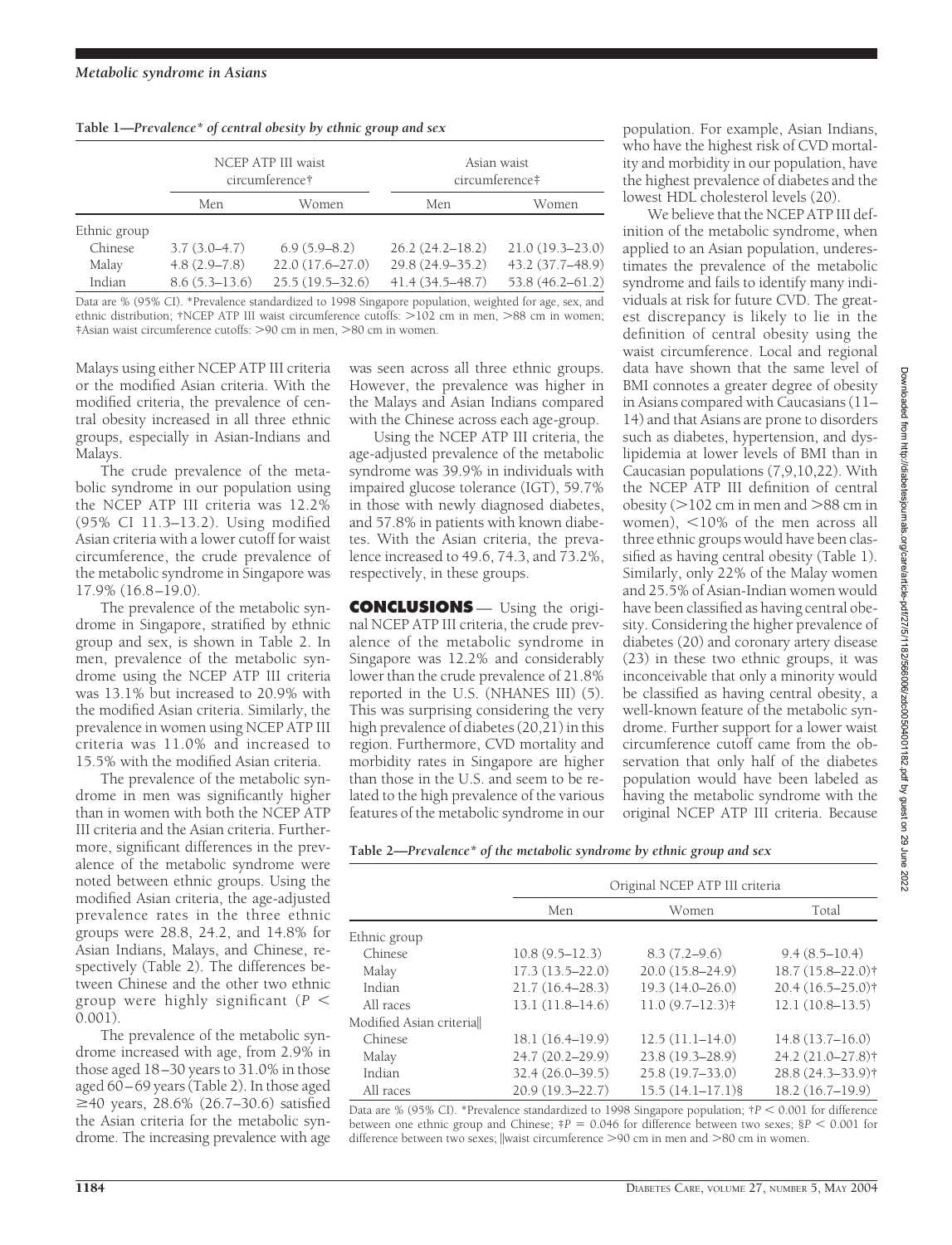**Table 1—Prevalence* of central obesity by ethnic group and sex**

| | NCEP ATP III waist circumference† | | Asian waist circumference‡ | |
|---|---|---|---|---|
| | Men | Women | Men | Women |
| Ethnic group | | | | |
| Chinese | 3.7 (3.0–4.7) | 6.9 (5.9–8.2) | 26.2 (24.2–18.2) | 21.0 (19.3–23.0) |
| Malay | 4.8 (2.9–7.8) | 22.0 (17.6–27.0) | 29.8 (24.9–35.2) | 43.2 (37.7–48.9) |
| Indian | 8.6 (5.3–13.6) | 25.5 (19.5–32.6) | 41.4 (34.5–48.7) | 53.8 (46.2–61.2) |

Data are % (95% CI). *Prevalence standardized to 1998 Singapore population, weighted for age, sex, and ethnic distribution; †NCEP ATP III waist circumference cutoffs: >102 cm in men, >88 cm in women; ‡Asian waist circumference cutoffs: >90 cm in men, >80 cm in women.

Malays using either NCEP ATP III criteria or the modified Asian criteria. With the modified criteria, the prevalence of central obesity increased in all three ethnic groups, especially in Asian-Indians and Malays.

The crude prevalence of the metabolic syndrome in our population using the NCEP ATP III criteria was 12.2% (95% CI 11.3–13.2). Using modified Asian criteria with a lower cutoff for waist circumference, the crude prevalence of the metabolic syndrome in Singapore was 17.9% (16.8–19.0).

The prevalence of the metabolic syndrome in Singapore, stratified by ethnic group and sex, is shown in Table 2. In men, prevalence of the metabolic syndrome using the NCEP ATP III criteria was 13.1% but increased to 20.9% with the modified Asian criteria. Similarly, the prevalence in women using NCEP ATP III criteria was 11.0% and increased to 15.5% with the modified Asian criteria.

The prevalence of the metabolic syndrome in men was significantly higher than in women with both the NCEP ATP III criteria and the Asian criteria. Furthermore, significant differences in the prevalence of the metabolic syndrome were noted between ethnic groups. Using the modified Asian criteria, the age-adjusted prevalence rates in the three ethnic groups were 28.8, 24.2, and 14.8% for Asian Indians, Malays, and Chinese, respectively (Table 2). The differences between Chinese and the other two ethnic group were highly significant ($P < 0.001$).

The prevalence of the metabolic syndrome increased with age, from 2.9% in those aged 18–30 years to 31.0% in those aged 60–69 years (Table 2). In those aged ≥40 years, 28.6% (26.7–30.6) satisfied the Asian criteria for the metabolic syndrome. The increasing prevalence with age was seen across all three ethnic groups. However, the prevalence was higher in the Malays and Asian Indians compared with the Chinese across each age-group.

Using the NCEP ATP III criteria, the age-adjusted prevalence of the metabolic syndrome was 39.9% in individuals with impaired glucose tolerance (IGT), 59.7% in those with newly diagnosed diabetes, and 57.8% in patients with known diabetes. With the Asian criteria, the prevalence increased to 49.6, 74.3, and 73.2%, respectively, in these groups.

## CONCLUSIONS

Using the original NCEP ATP III criteria, the crude prevalence of the metabolic syndrome in Singapore was 12.2% and considerably lower than the crude prevalence of 21.8% reported in the U.S. (NHANES III) (5). This was surprising considering the very high prevalence of diabetes (20,21) in this region. Furthermore, CVD mortality and morbidity rates in Singapore are higher than those in the U.S. and seem to be related to the high prevalence of the various features of the metabolic syndrome in our population. For example, Asian Indians, who have the highest risk of CVD mortality and morbidity in our population, have the highest prevalence of diabetes and the lowest HDL cholesterol levels (20).

We believe that the NCEP ATP III definition of the metabolic syndrome, when applied to an Asian population, underestimates the prevalence of the metabolic syndrome and fails to identify many individuals at risk for future CVD. The greatest discrepancy is likely to lie in the definition of central obesity using the waist circumference. Local and regional data have shown that the same level of BMI connotes a greater degree of obesity in Asians compared with Caucasians (11–14) and that Asians are prone to disorders such as diabetes, hypertension, and dyslipidemia at lower levels of BMI than in Caucasian populations (7,9,10,22). With the NCEP ATP III definition of central obesity (>102 cm in men and >88 cm in women), <10% of the men across all three ethnic groups would have been classified as having central obesity (Table 1). Similarly, only 22% of the Malay women and 25.5% of Asian-Indian women would have been classified as having central obesity. Considering the higher prevalence of diabetes (20) and coronary artery disease (23) in these two ethnic groups, it was inconceivable that only a minority would be classified as having central obesity, a well-known feature of the metabolic syndrome. Further support for a lower waist circumference cutoff came from the observation that only half of the diabetes population would have been labeled as having the metabolic syndrome with the original NCEP ATP III criteria. Because

**Table 2—Prevalence* of the metabolic syndrome by ethnic group and sex**

| | Original NCEP ATP III criteria | | |
|---|---|---|---|
| | Men | Women | Total |
| Ethnic group | | | |
| Chinese | 10.8 (9.5–12.3) | 8.3 (7.2–9.6) | 9.4 (8.5–10.4) |
| Malay | 17.3 (13.5–22.0) | 20.0 (15.8–24.9) | 18.7 (15.8–22.0)† |
| Indian | 21.7 (16.4–28.3) | 19.3 (14.0–26.0) | 20.4 (16.5–25.0)† |
| All races | 13.1 (11.8–14.6) | 11.0 (9.7–12.3)‡ | 12.1 (10.8–13.5) |
| Modified Asian criteria‖ | | | |
| Chinese | 18.1 (16.4–19.9) | 12.5 (11.1–14.0) | 14.8 (13.7–16.0) |
| Malay | 24.7 (20.2–29.9) | 23.8 (19.3–28.9) | 24.2 (21.0–27.8)† |
| Indian | 32.4 (26.0–39.5) | 25.8 (19.7–33.0) | 28.8 (24.3–33.9)† |
| All races | 20.9 (19.3–22.7) | 15.5 (14.1–17.1)§ | 18.2 (16.7–19.9) |

Data are % (95% CI). *Prevalence standardized to 1998 Singapore population; †$P < 0.001$ for difference between one ethnic group and Chinese; ‡$P = 0.046$ for difference between two sexes; §$P < 0.001$ for difference between two sexes; ‖waist circumference >90 cm in men and >80 cm in women.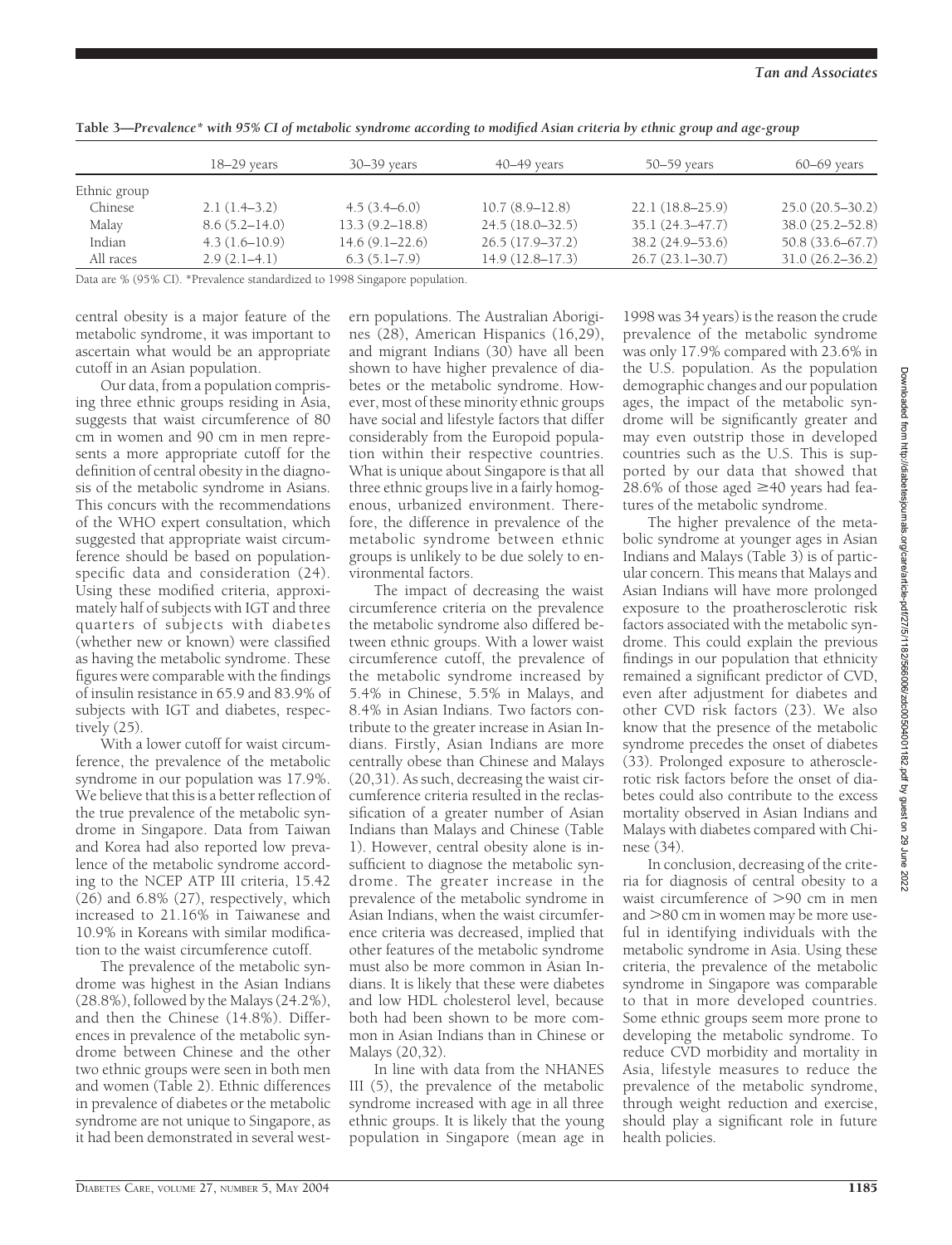**Table 3—Prevalence* with 95% CI of metabolic syndrome according to modified Asian criteria by ethnic group and age-group**

| | 18–29 years | 30–39 years | 40–49 years | 50–59 years | 60–69 years |
|---|---|---|---|---|---|
| Ethnic group | | | | | |
| Chinese | 2.1 (1.4–3.2) | 4.5 (3.4–6.0) | 10.7 (8.9–12.8) | 22.1 (18.8–25.9) | 25.0 (20.5–30.2) |
| Malay | 8.6 (5.2–14.0) | 13.3 (9.2–18.8) | 24.5 (18.0–32.5) | 35.1 (24.3–47.7) | 38.0 (25.2–52.8) |
| Indian | 4.3 (1.6–10.9) | 14.6 (9.1–22.6) | 26.5 (17.9–37.2) | 38.2 (24.9–53.6) | 50.8 (33.6–67.7) |
| All races | 2.9 (2.1–4.1) | 6.3 (5.1–7.9) | 14.9 (12.8–17.3) | 26.7 (23.1–30.7) | 31.0 (26.2–36.2) |

Data are % (95% CI). *Prevalence standardized to 1998 Singapore population.

central obesity is a major feature of the metabolic syndrome, it was important to ascertain what would be an appropriate cutoff in an Asian population.

Our data, from a population comprising three ethnic groups residing in Asia, suggests that waist circumference of 80 cm in women and 90 cm in men represents a more appropriate cutoff for the definition of central obesity in the diagnosis of the metabolic syndrome in Asians. This concurs with the recommendations of the WHO expert consultation, which suggested that appropriate waist circumference should be based on population-specific data and consideration (24). Using these modified criteria, approximately half of subjects with IGT and three quarters of subjects with diabetes (whether new or known) were classified as having the metabolic syndrome. These figures were comparable with the findings of insulin resistance in 65.9 and 83.9% of subjects with IGT and diabetes, respectively (25).

With a lower cutoff for waist circumference, the prevalence of the metabolic syndrome in our population was 17.9%. We believe that this is a better reflection of the true prevalence of the metabolic syndrome in Singapore. Data from Taiwan and Korea had also reported low prevalence of the metabolic syndrome according to the NCEP ATP III criteria, 15.42 (26) and 6.8% (27), respectively, which increased to 21.16% in Taiwanese and 10.9% in Koreans with similar modification to the waist circumference cutoff.

The prevalence of the metabolic syndrome was highest in the Asian Indians (28.8%), followed by the Malays (24.2%), and then the Chinese (14.8%). Differences in prevalence of the metabolic syndrome between Chinese and the other two ethnic groups were seen in both men and women (Table 2). Ethnic differences in prevalence of diabetes or the metabolic syndrome are not unique to Singapore, as it had been demonstrated in several western populations. The Australian Aborigines (28), American Hispanics (16,29), and migrant Indians (30) have all been shown to have higher prevalence of diabetes or the metabolic syndrome. However, most of these minority ethnic groups have social and lifestyle factors that differ considerably from the Europoid population within their respective countries. What is unique about Singapore is that all three ethnic groups live in a fairly homogenous, urbanized environment. Therefore, the difference in prevalence of the metabolic syndrome between ethnic groups is unlikely to be due solely to environmental factors.

The impact of decreasing the waist circumference criteria on the prevalence the metabolic syndrome also differed between ethnic groups. With a lower waist circumference cutoff, the prevalence of the metabolic syndrome increased by 5.4% in Chinese, 5.5% in Malays, and 8.4% in Asian Indians. Two factors contribute to the greater increase in Asian Indians. Firstly, Asian Indians are more centrally obese than Chinese and Malays (20,31). As such, decreasing the waist circumference criteria resulted in the reclassification of a greater number of Asian Indians than Malays and Chinese (Table 1). However, central obesity alone is insufficient to diagnose the metabolic syndrome. The greater increase in the prevalence of the metabolic syndrome in Asian Indians, when the waist circumference criteria was decreased, implied that other features of the metabolic syndrome must also be more common in Asian Indians. It is likely that these were diabetes and low HDL cholesterol level, because both had been shown to be more common in Asian Indians than in Chinese or Malays (20,32).

In line with data from the NHANES III (5), the prevalence of the metabolic syndrome increased with age in all three ethnic groups. It is likely that the young population in Singapore (mean age in 1998 was 34 years) is the reason the crude prevalence of the metabolic syndrome was only 17.9% compared with 23.6% in the U.S. population. As the population demographic changes and our population ages, the impact of the metabolic syndrome will be significantly greater and may even outstrip those in developed countries such as the U.S. This is supported by our data that showed that 28.6% of those aged ≥40 years had features of the metabolic syndrome.

The higher prevalence of the metabolic syndrome at younger ages in Asian Indians and Malays (Table 3) is of particular concern. This means that Malays and Asian Indians will have more prolonged exposure to the proatherosclerotic risk factors associated with the metabolic syndrome. This could explain the previous findings in our population that ethnicity remained a significant predictor of CVD, even after adjustment for diabetes and other CVD risk factors (23). We also know that the presence of the metabolic syndrome precedes the onset of diabetes (33). Prolonged exposure to atherosclerotic risk factors before the onset of diabetes could also contribute to the excess mortality observed in Asian Indians and Malays with diabetes compared with Chinese (34).

In conclusion, decreasing of the criteria for diagnosis of central obesity to a waist circumference of >90 cm in men and >80 cm in women may be more useful in identifying individuals with the metabolic syndrome in Asia. Using these criteria, the prevalence of the metabolic syndrome in Singapore was comparable to that in more developed countries. Some ethnic groups seem more prone to developing the metabolic syndrome. To reduce CVD morbidity and mortality in Asia, lifestyle measures to reduce the prevalence of the metabolic syndrome, through weight reduction and exercise, should play a significant role in future health policies.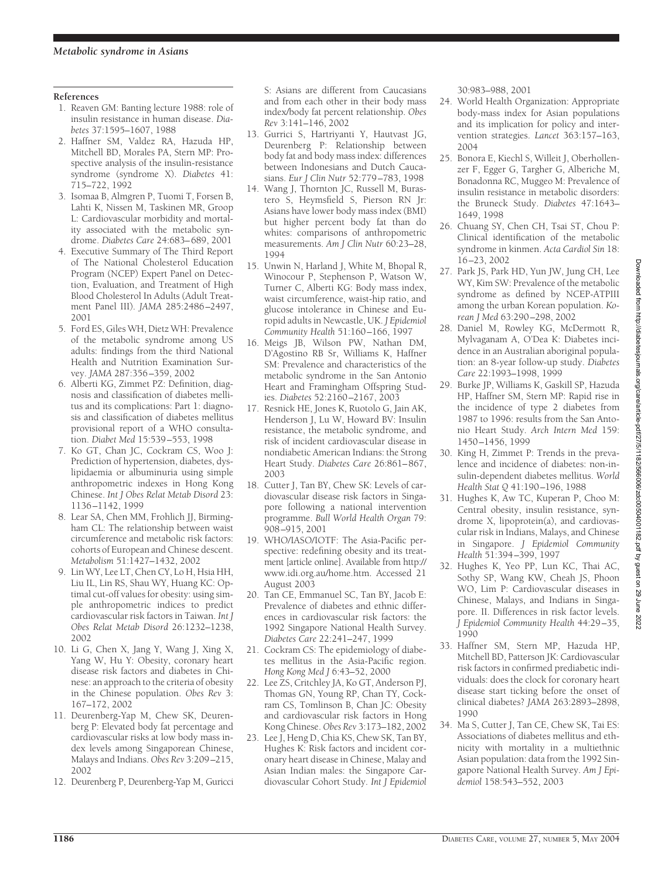## References

1. Reaven GM: Banting lecture 1988: role of insulin resistance in human disease. *Diabetes* 37:1595–1607, 1988
2. Haffner SM, Valdez RA, Hazuda HP, Mitchell BD, Morales PA, Stern MP: Prospective analysis of the insulin-resistance syndrome (syndrome X). *Diabetes* 41: 715–722, 1992
3. Isomaa B, Almgren P, Tuomi T, Forsen B, Lahti K, Nissen M, Taskinen MR, Groop L: Cardiovascular morbidity and mortality associated with the metabolic syndrome. *Diabetes Care* 24:683–689, 2001
4. Executive Summary of The Third Report of The National Cholesterol Education Program (NCEP) Expert Panel on Detection, Evaluation, and Treatment of High Blood Cholesterol In Adults (Adult Treatment Panel III). *JAMA* 285:2486–2497, 2001
5. Ford ES, Giles WH, Dietz WH: Prevalence of the metabolic syndrome among US adults: findings from the third National Health and Nutrition Examination Survey. *JAMA* 287:356–359, 2002
6. Alberti KG, Zimmet PZ: Definition, diagnosis and classification of diabetes mellitus and its complications: Part 1: diagnosis and classification of diabetes mellitus provisional report of a WHO consultation. *Diabet Med* 15:539–553, 1998
7. Ko GT, Chan JC, Cockram CS, Woo J: Prediction of hypertension, diabetes, dyslipidaemia or albuminuria using simple anthropometric indexes in Hong Kong Chinese. *Int J Obes Relat Metab Disord* 23: 1136–1142, 1999
8. Lear SA, Chen MM, Frohlich JJ, Birmingham CL: The relationship between waist circumference and metabolic risk factors: cohorts of European and Chinese descent. *Metabolism* 51:1427–1432, 2002
9. Lin WY, Lee LT, Chen CY, Lo H, Hsia HH, Liu IL, Lin RS, Shau WY, Huang KC: Optimal cut-off values for obesity: using simple anthropometric indices to predict cardiovascular risk factors in Taiwan. *Int J Obes Relat Metab Disord* 26:1232–1238, 2002
10. Li G, Chen X, Jang Y, Wang J, Xing X, Yang W, Hu Y: Obesity, coronary heart disease risk factors and diabetes in Chinese: an approach to the criteria of obesity in the Chinese population. *Obes Rev* 3: 167–172, 2002
11. Deurenberg-Yap M, Chew SK, Deurenberg P: Elevated body fat percentage and cardiovascular risks at low body mass index levels among Singaporean Chinese, Malays and Indians. *Obes Rev* 3:209–215, 2002
12. Deurenberg P, Deurenberg-Yap M, Guricci S: Asians are different from Caucasians and from each other in their body mass index/body fat percent relationship. *Obes Rev* 3:141–146, 2002
13. Gurrici S, Hartriyanti Y, Hautvast JG, Deurenberg P: Relationship between body fat and body mass index: differences between Indonesians and Dutch Caucasians. *Eur J Clin Nutr* 52:779–783, 1998
14. Wang J, Thornton JC, Russell M, Burastero S, Heymsfield S, Pierson RN Jr: Asians have lower body mass index (BMI) but higher percent body fat than do whites: comparisons of anthropometric measurements. *Am J Clin Nutr* 60:23–28, 1994
15. Unwin N, Harland J, White M, Bhopal R, Winocour P, Stephenson P, Watson W, Turner C, Alberti KG: Body mass index, waist circumference, waist-hip ratio, and glucose intolerance in Chinese and Europid adults in Newcastle, UK. *J Epidemiol Community Health* 51:160–166, 1997
16. Meigs JB, Wilson PW, Nathan DM, D'Agostino RB Sr, Williams K, Haffner SM: Prevalence and characteristics of the metabolic syndrome in the San Antonio Heart and Framingham Offspring Studies. *Diabetes* 52:2160–2167, 2003
17. Resnick HE, Jones K, Ruotolo G, Jain AK, Henderson J, Lu W, Howard BV: Insulin resistance, the metabolic syndrome, and risk of incident cardiovascular disease in nondiabetic American Indians: the Strong Heart Study. *Diabetes Care* 26:861–867, 2003
18. Cutter J, Tan BY, Chew SK: Levels of cardiovascular disease risk factors in Singapore following a national intervention programme. *Bull World Health Organ* 79: 908–915, 2001
19. WHO/IASO/IOTF: The Asia-Pacific perspective: redefining obesity and its treatment [article online]. Available from http://www.idi.org.au/home.htm. Accessed 21 August 2003
20. Tan CE, Emmanuel SC, Tan BY, Jacob E: Prevalence of diabetes and ethnic differences in cardiovascular risk factors: the 1992 Singapore National Health Survey. *Diabetes Care* 22:241–247, 1999
21. Cockram CS: The epidemiology of diabetes mellitus in the Asia-Pacific region. *Hong Kong Med J* 6:43–52, 2000
22. Lee ZS, Critchley JA, Ko GT, Anderson PJ, Thomas GN, Young RP, Chan TY, Cockram CS, Tomlinson B, Chan JC: Obesity and cardiovascular risk factors in Hong Kong Chinese. *Obes Rev* 3:173–182, 2002
23. Lee J, Heng D, Chia KS, Chew SK, Tan BY, Hughes K: Risk factors and incident coronary heart disease in Chinese, Malay and Asian Indian males: the Singapore Cardiovascular Cohort Study. *Int J Epidemiol* 30:983–988, 2001
24. World Health Organization: Appropriate body-mass index for Asian populations and its implication for policy and intervention strategies. *Lancet* 363:157–163, 2004
25. Bonora E, Kiechl S, Willeit J, Oberhollenzer F, Egger G, Targher G, Alberiche M, Bonadonna RC, Muggeo M: Prevalence of insulin resistance in metabolic disorders: the Bruneck Study. *Diabetes* 47:1643–1649, 1998
26. Chuang SY, Chen CH, Tsai ST, Chou P: Clinical identification of the metabolic syndrome in kinmen. *Acta Cardiol Sin* 18: 16–23, 2002
27. Park JS, Park HD, Yun JW, Jung CH, Lee WY, Kim SW: Prevalence of the metabolic syndrome as defined by NCEP-ATPIII among the urban Korean population. *Korean J Med* 63:290–298, 2002
28. Daniel M, Rowley KG, McDermott R, Mylvaganam A, O'Dea K: Diabetes incidence in an Australian aboriginal population: an 8-year follow-up study. *Diabetes Care* 22:1993–1998, 1999
29. Burke JP, Williams K, Gaskill SP, Hazuda HP, Haffner SM, Stern MP: Rapid rise in the incidence of type 2 diabetes from 1987 to 1996: results from the San Antonio Heart Study. *Arch Intern Med* 159: 1450–1456, 1999
30. King H, Zimmet P: Trends in the prevalence and incidence of diabetes: non-insulin-dependent diabetes mellitus. *World Health Stat Q* 41:190–196, 1988
31. Hughes K, Aw TC, Kuperan P, Choo M: Central obesity, insulin resistance, syndrome X, lipoprotein(a), and cardiovascular risk in Indians, Malays, and Chinese in Singapore. *J Epidemiol Community Health* 51:394–399, 1997
32. Hughes K, Yeo PP, Lun KC, Thai AC, Sothy SP, Wang KW, Cheah JS, Phoon WO, Lim P: Cardiovascular diseases in Chinese, Malays, and Indians in Singapore. II. Differences in risk factor levels. *J Epidemiol Community Health* 44:29–35, 1990
33. Haffner SM, Stern MP, Hazuda HP, Mitchell BD, Patterson JK: Cardiovascular risk factors in confirmed prediabetic individuals: does the clock for coronary heart disease start ticking before the onset of clinical diabetes? *JAMA* 263:2893–2898, 1990
34. Ma S, Cutter J, Tan CE, Chew SK, Tai ES: Associations of diabetes mellitus and ethnicity with mortality in a multiethnic Asian population: data from the 1992 Singapore National Health Survey. *Am J Epidemiol* 158:543–552, 2003